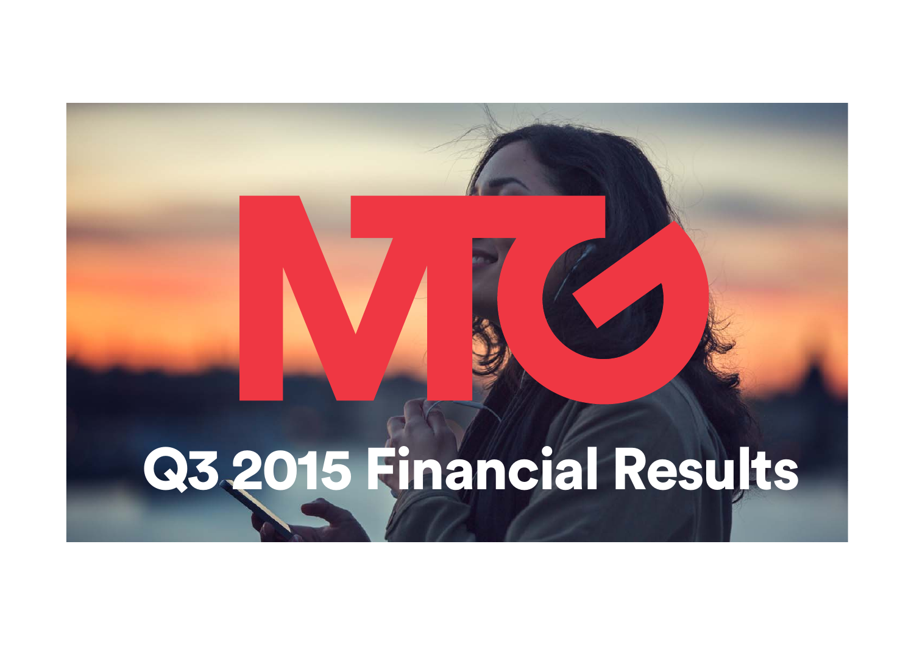# MTG

# Q3 2015 Financial Results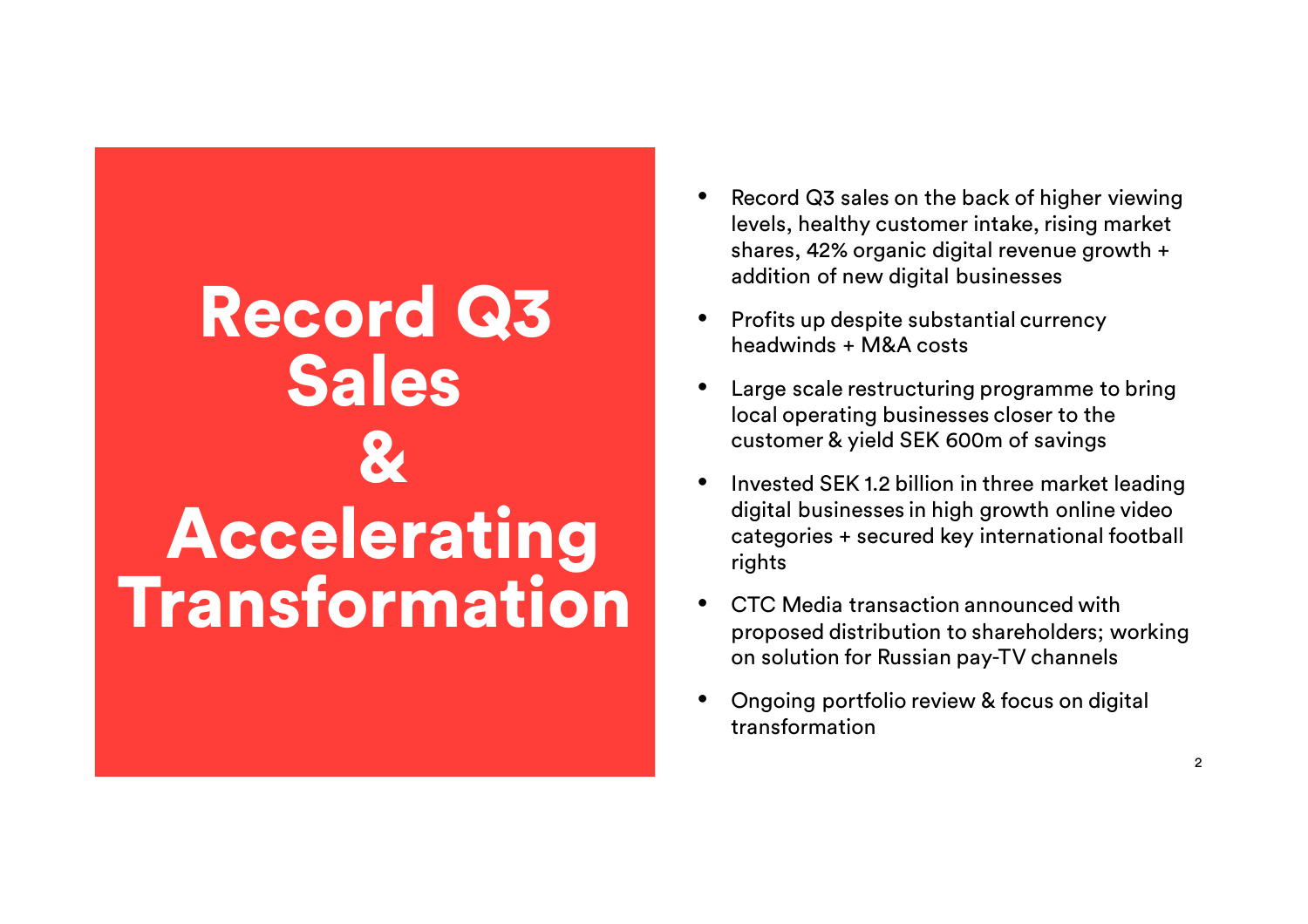# Record Q3 Sales & Accelerating Transformation

- Record Q3 sales on the back of higher viewing levels, healthy customer intake, rising market shares, 42% organic digital revenue growth + addition of new digital businesses
- Profits up despite substantial currency headwinds + M&A costs
- Large scale restructuring programme to bring local operating businesses closer to the customer & yield SEK 600m of savings
- Invested SEK 1.2 billion in three market leading digital businesses in high growth online video categories + secured key international football rights
- CTC Media transaction announced with proposed distribution to shareholders; working on solution for Russian pay-TV channels
- Ongoing portfolio review & focus on digital transformation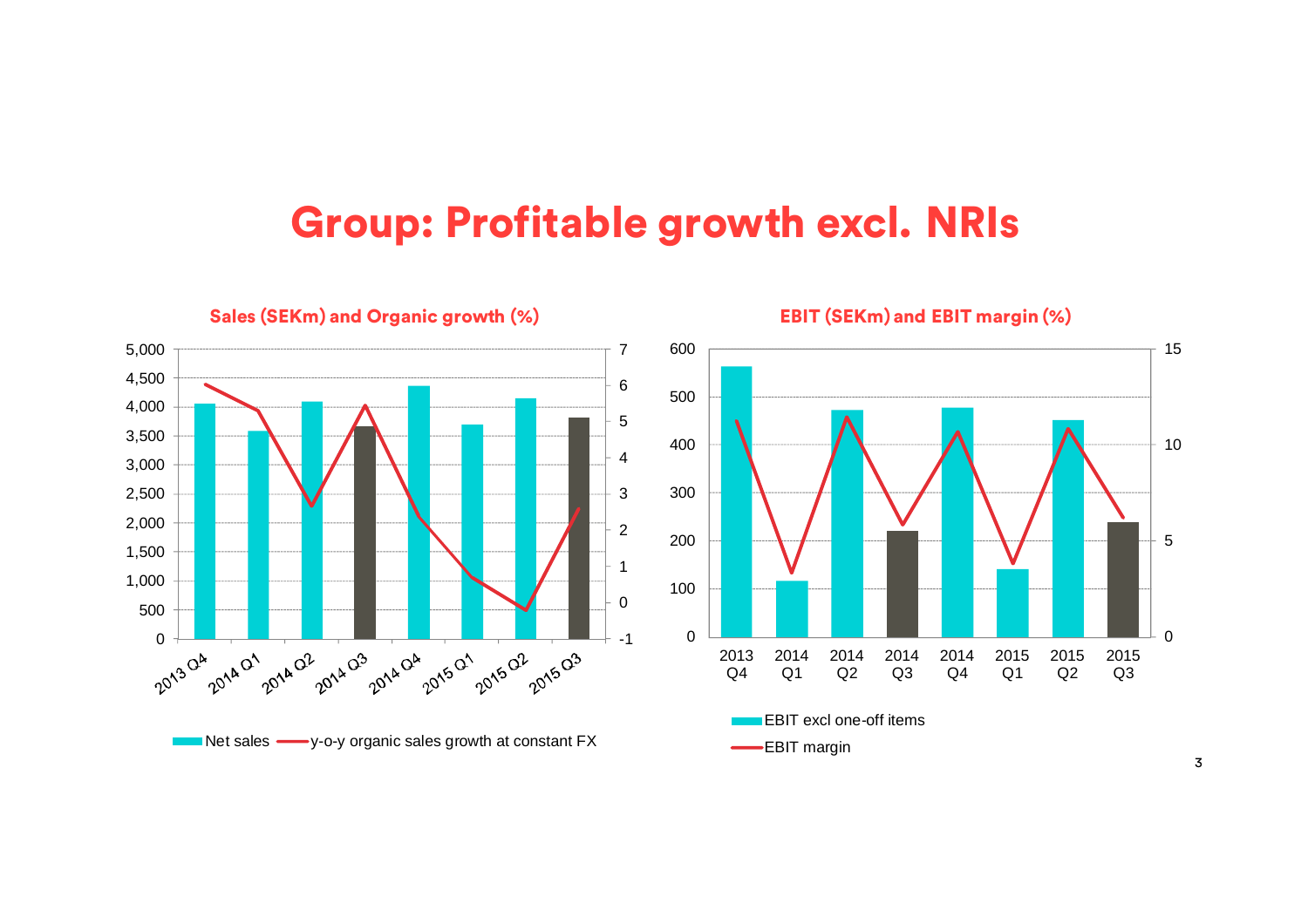# Group: Profitable growth excl. NRIs

### Sales (SEKm) and Organic growth (%)

Net sales — y-o-y organic sales growth at constant FX

### EBIT (SEKm) and EBIT margin (%)

EBIT excl one-off items — EBIT margin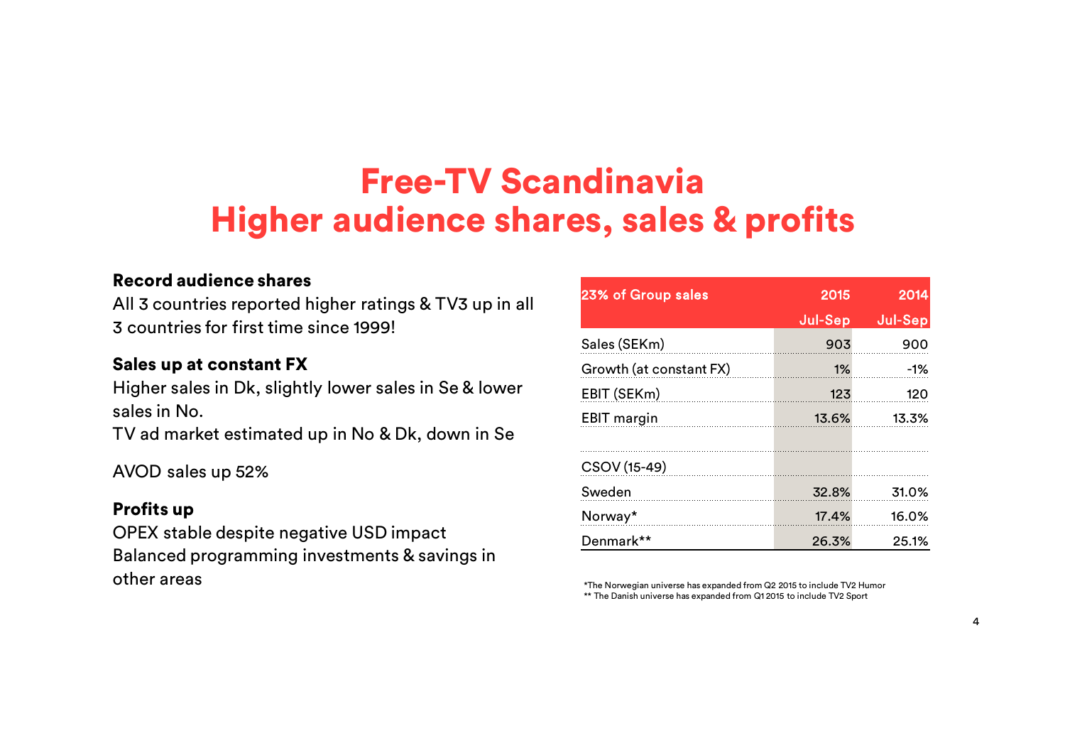# Free-TV Scandinavia
# Higher audience shares, sales & profits

**Record audience shares**
All 3 countries reported higher ratings & TV3 up in all 3 countries for first time since 1999!

**Sales up at constant FX**
Higher sales in Dk, slightly lower sales in Se & lower sales in No.
TV ad market estimated up in No & Dk, down in Se

AVOD sales up 52%

**Profits up**
OPEX stable despite negative USD impact
Balanced programming investments & savings in other areas

| 23% of Group sales | 2015 Jul-Sep | 2014 Jul-Sep |
|---|---|---|
| Sales (SEKm) | 903 | 900 |
| Growth (at constant FX) | 1% | -1% |
| EBIT (SEKm) | 123 | 120 |
| EBIT margin | 13.6% | 13.3% |
| | | |
| CSOV (15-49) | | |
| Sweden | 32.8% | 31.0% |
| Norway* | 17.4% | 16.0% |
| Denmark** | 26.3% | 25.1% |

*The Norwegian universe has expanded from Q2 2015 to include TV2 Humor
** The Danish universe has expanded from Q1 2015 to include TV2 Sport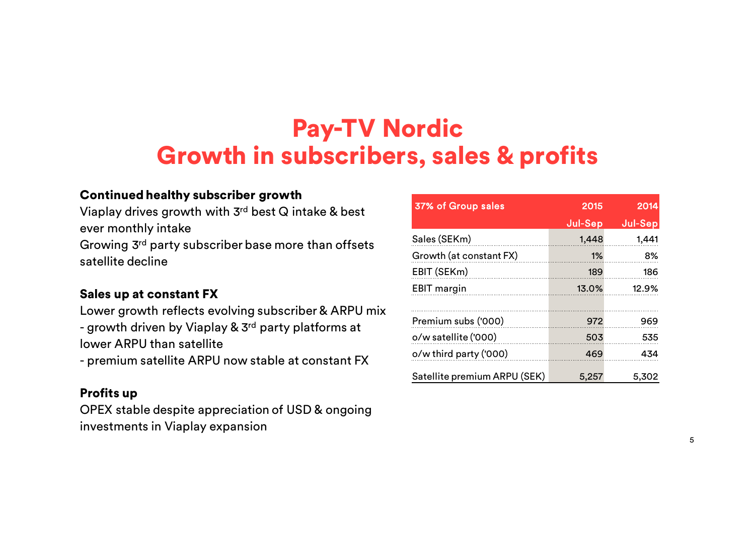# Pay-TV Nordic
# Growth in subscribers, sales & profits

**Continued healthy subscriber growth**

Viaplay drives growth with 3rd best Q intake & best ever monthly intake

Growing 3rd party subscriber base more than offsets satellite decline

**Sales up at constant FX**

Lower growth reflects evolving subscriber & ARPU mix

- growth driven by Viaplay & 3rd party platforms at lower ARPU than satellite
- premium satellite ARPU now stable at constant FX

**Profits up**

OPEX stable despite appreciation of USD & ongoing investments in Viaplay expansion

| 37% of Group sales | 2015 Jul-Sep | 2014 Jul-Sep |
|---|---|---|
| Sales (SEKm) | 1,448 | 1,441 |
| Growth (at constant FX) | 1% | 8% |
| EBIT (SEKm) | 189 | 186 |
| EBIT margin | 13.0% | 12.9% |
| | | |
| Premium subs ('000) | 972 | 969 |
| o/w satellite ('000) | 503 | 535 |
| o/w third party ('000) | 469 | 434 |
| Satellite premium ARPU (SEK) | 5,257 | 5,302 |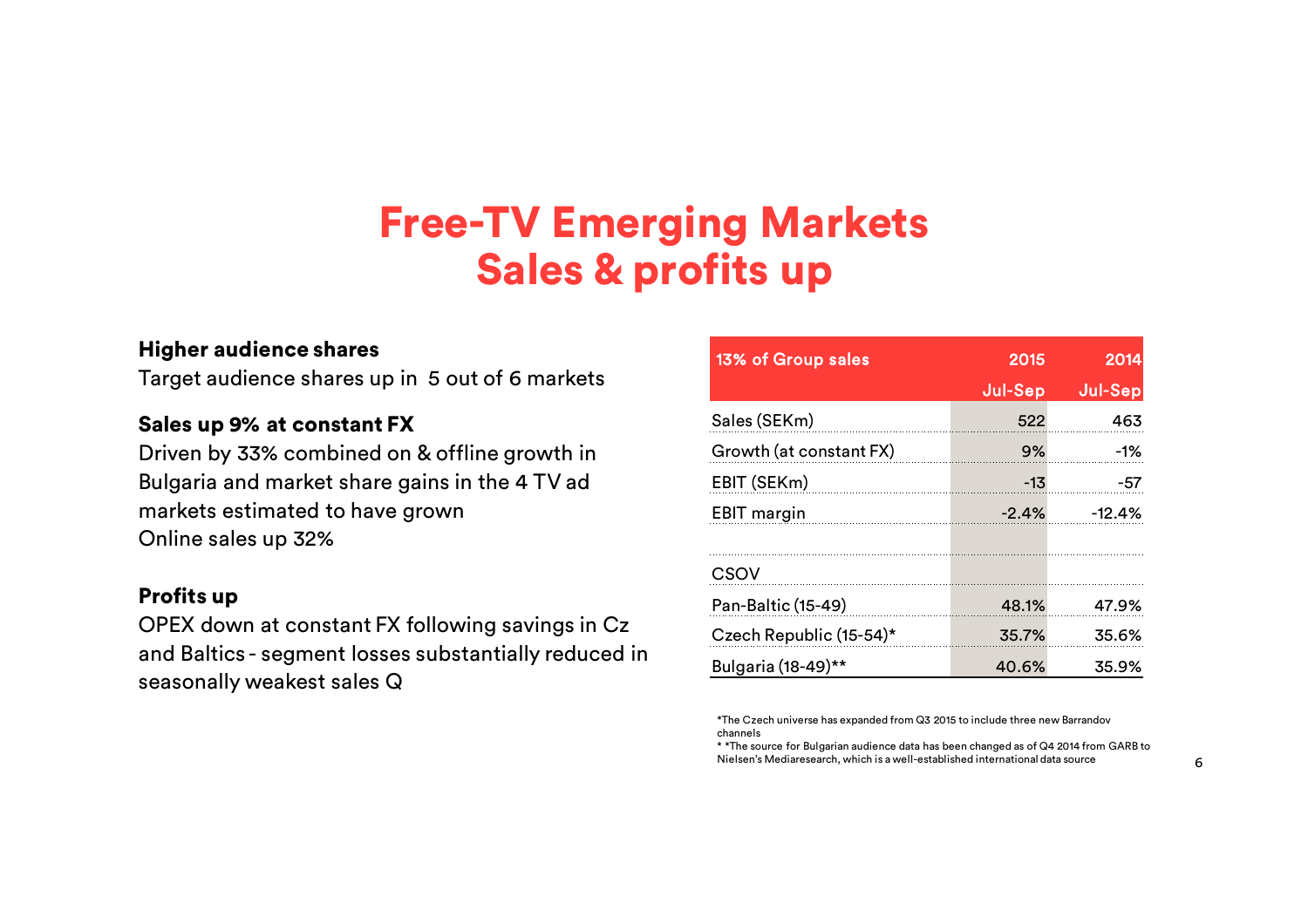# Free-TV Emerging Markets
# Sales & profits up

**Higher audience shares**

Target audience shares up in 5 out of 6 markets

**Sales up 9% at constant FX**

Driven by 33% combined on & offline growth in Bulgaria and market share gains in the 4 TV ad markets estimated to have grown

Online sales up 32%

**Profits up**

OPEX down at constant FX following savings in Cz and Baltics - segment losses substantially reduced in seasonally weakest sales Q

| 13% of Group sales | 2015 Jul-Sep | 2014 Jul-Sep |
|---|---|---|
| Sales (SEKm) | 522 | 463 |
| Growth (at constant FX) | 9% | -1% |
| EBIT (SEKm) | -13 | -57 |
| EBIT margin | -2.4% | -12.4% |
| | | |
| CSOV | | |
| Pan-Baltic (15-49) | 48.1% | 47.9% |
| Czech Republic (15-54)* | 35.7% | 35.6% |
| Bulgaria (18-49)** | 40.6% | 35.9% |

*The Czech universe has expanded from Q3 2015 to include three new Barrandov channels

* *The source for Bulgarian audience data has been changed as of Q4 2014 from GARB to Nielsen's Mediaresearch, which is a well-established international data source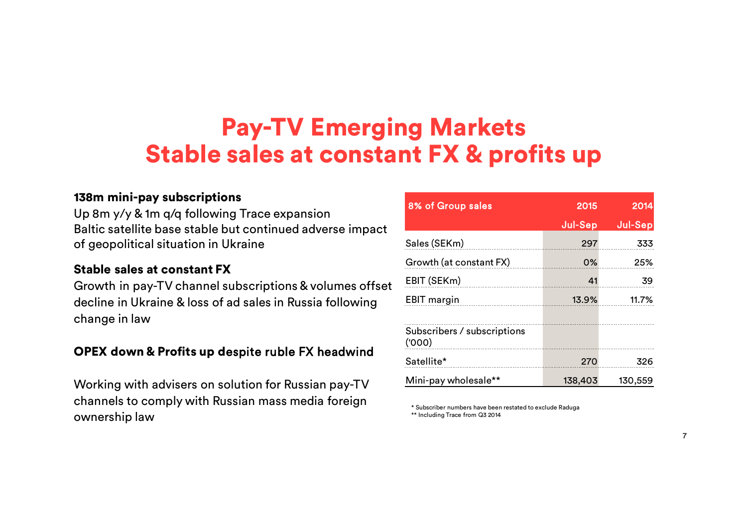# Pay-TV Emerging Markets
# Stable sales at constant FX & profits up

**138m mini-pay subscriptions**

Up 8m y/y & 1m q/q following Trace expansion
Baltic satellite base stable but continued adverse impact of geopolitical situation in Ukraine

**Stable sales at constant FX**

Growth in pay-TV channel subscriptions & volumes offset decline in Ukraine & loss of ad sales in Russia following change in law

**OPEX down & Profits up despite ruble FX headwind**

Working with advisers on solution for Russian pay-TV channels to comply with Russian mass media foreign ownership law

| 8% of Group sales | 2015 Jul-Sep | 2014 Jul-Sep |
|---|---|---|
| Sales (SEKm) | 297 | 333 |
| Growth (at constant FX) | 0% | 25% |
| EBIT (SEKm) | 41 | 39 |
| EBIT margin | 13.9% | 11.7% |
| | | |
| Subscribers / subscriptions ('000) | | |
| Satellite* | 270 | 326 |
| Mini-pay wholesale** | 138,403 | 130,559 |

* Subscriber numbers have been restated to exclude Raduga
** Including Trace from Q3 2014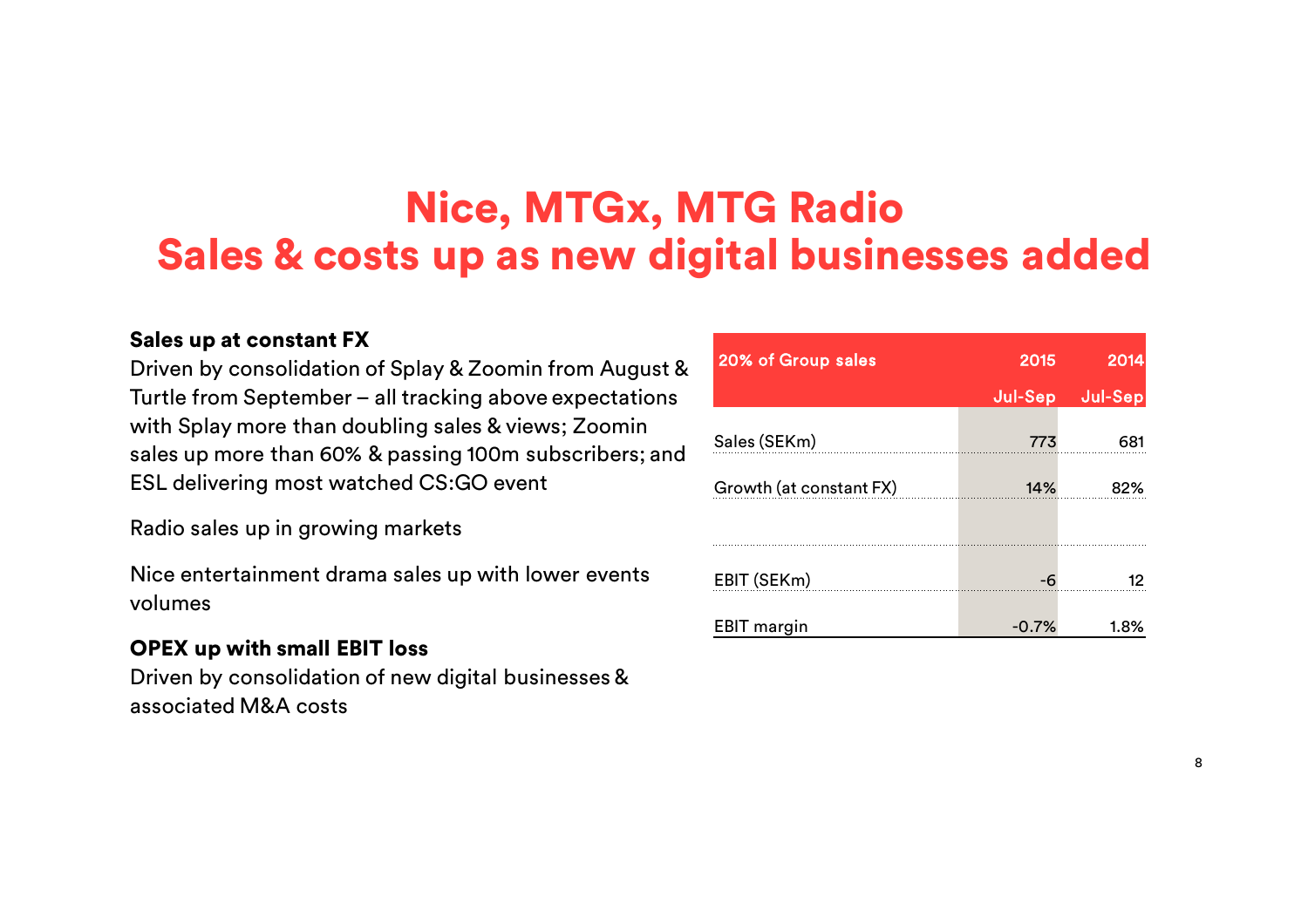# Nice, MTGx, MTG Radio
# Sales & costs up as new digital businesses added

**Sales up at constant FX**

Driven by consolidation of Splay & Zoomin from August & Turtle from September – all tracking above expectations with Splay more than doubling sales & views; Zoomin sales up more than 60% & passing 100m subscribers; and ESL delivering most watched CS:GO event

Radio sales up in growing markets

Nice entertainment drama sales up with lower events volumes

**OPEX up with small EBIT loss**

Driven by consolidation of new digital businesses & associated M&A costs

| 20% of Group sales | 2015 Jul-Sep | 2014 Jul-Sep |
|---|---|---|
| Sales (SEKm) | 773 | 681 |
| Growth (at constant FX) | 14% | 82% |
| | | |
| EBIT (SEKm) | -6 | 12 |
| EBIT margin | -0.7% | 1.8% |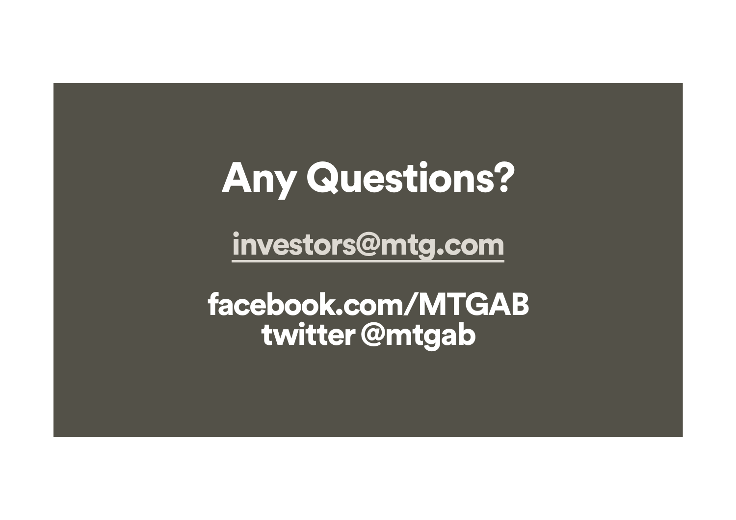# Any Questions?

investors@mtg.com

facebook.com/MTGAB
twitter @mtgab